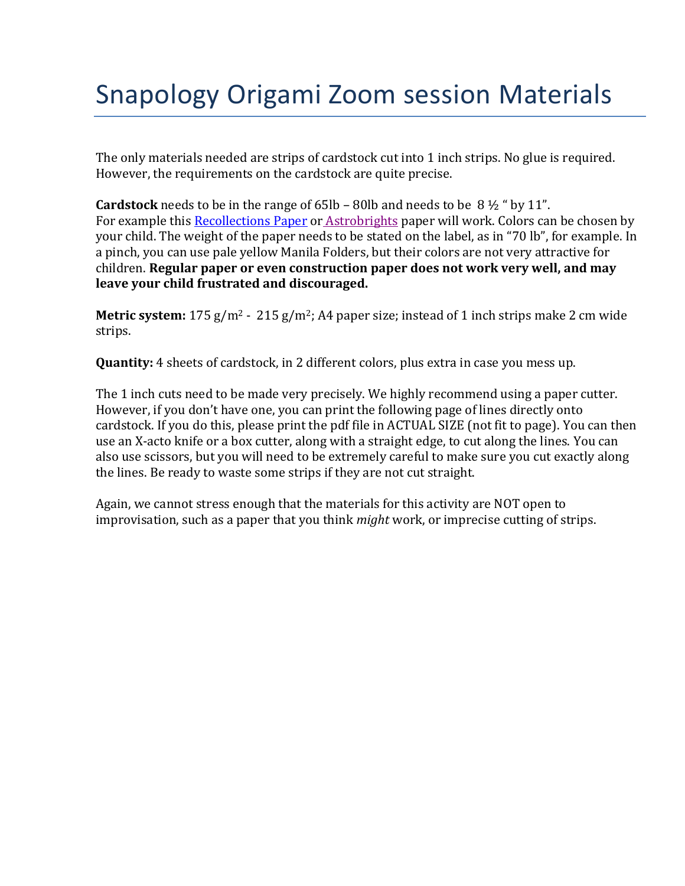# Snapology Origami Zoom session Materials

The only materials needed are strips of cardstock cut into 1 inch strips. No glue is required. However, the requirements on the cardstock are quite precise.

**Cardstock** needs to be in the range of 65lb – 80lb and needs to be 8 ½ " by 11".
For example this Recollections Paper or Astrobrights paper will work. Colors can be chosen by your child. The weight of the paper needs to be stated on the label, as in "70 lb", for example. In a pinch, you can use pale yellow Manila Folders, but their colors are not very attractive for children. **Regular paper or even construction paper does not work very well, and may leave your child frustrated and discouraged.**

**Metric system:** 175 g/$m^2$ - 215 g/$m^2$; A4 paper size; instead of 1 inch strips make 2 cm wide strips.

**Quantity:** 4 sheets of cardstock, in 2 different colors, plus extra in case you mess up.

The 1 inch cuts need to be made very precisely. We highly recommend using a paper cutter. However, if you don't have one, you can print the following page of lines directly onto cardstock. If you do this, please print the pdf file in ACTUAL SIZE (not fit to page). You can then use an X-acto knife or a box cutter, along with a straight edge, to cut along the lines. You can also use scissors, but you will need to be extremely careful to make sure you cut exactly along the lines. Be ready to waste some strips if they are not cut straight.

Again, we cannot stress enough that the materials for this activity are NOT open to improvisation, such as a paper that you think *might* work, or imprecise cutting of strips.